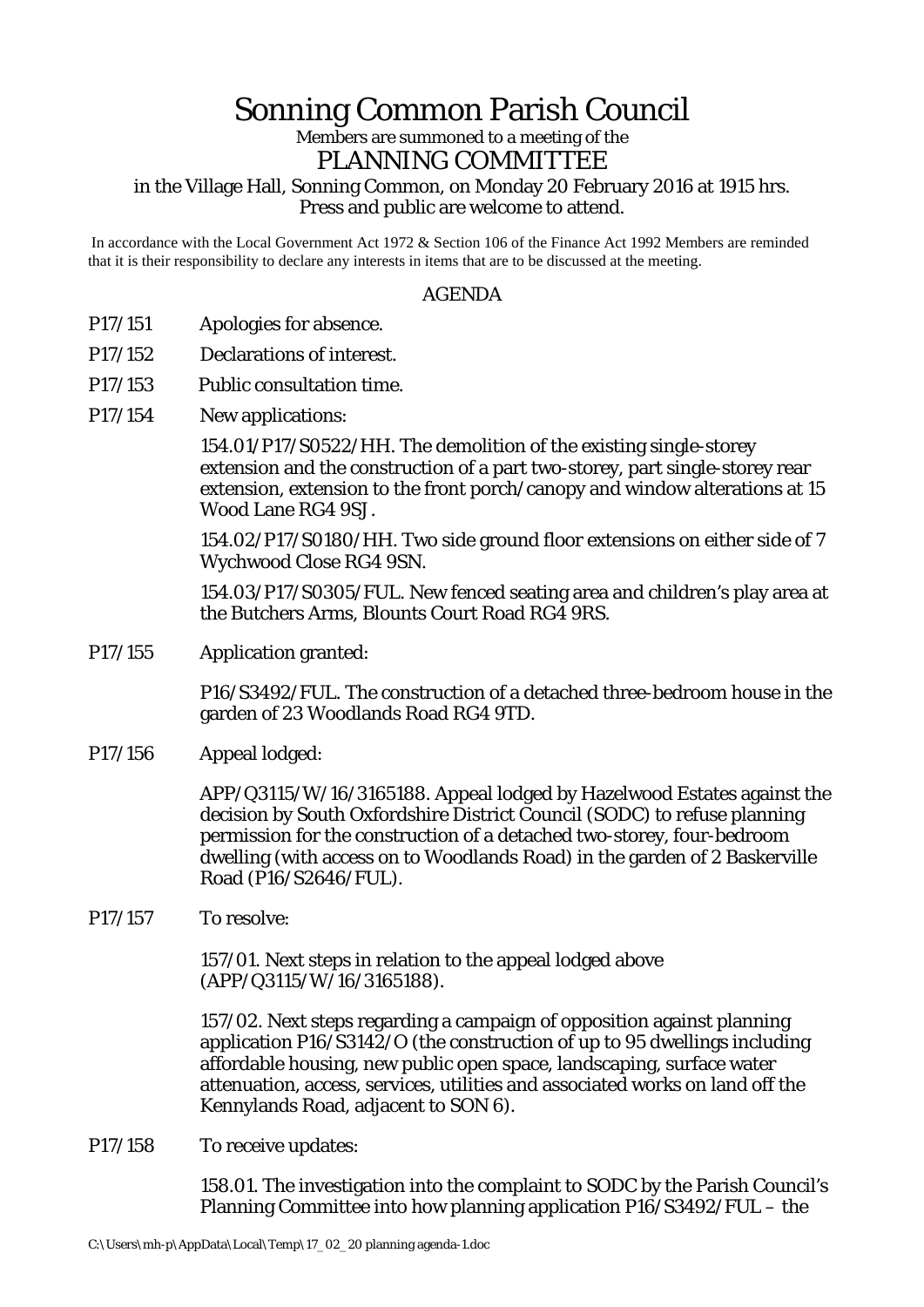# Sonning Common Parish Council

Members are summoned to a meeting of the

## PLANNING COMMITTEE

in the Village Hall, Sonning Common, on Monday 20 February 2016 at 1915 hrs.
Press and public are welcome to attend.

In accordance with the Local Government Act 1972 & Section 106 of the Finance Act 1992 Members are reminded that it is their responsibility to declare any interests in items that are to be discussed at the meeting.

### AGENDA

P17/151 Apologies for absence.

P17/152 Declarations of interest.

P17/153 Public consultation time.

P17/154 New applications:

154.01/P17/S0522/HH. The demolition of the existing single-storey extension and the construction of a part two-storey, part single-storey rear extension, extension to the front porch/canopy and window alterations at 15 Wood Lane RG4 9SJ.

154.02/P17/S0180/HH. Two side ground floor extensions on either side of 7 Wychwood Close RG4 9SN.

154.03/P17/S0305/FUL. New fenced seating area and children's play area at the Butchers Arms, Blounts Court Road RG4 9RS.

P17/155 Application granted:

P16/S3492/FUL. The construction of a detached three-bedroom house in the garden of 23 Woodlands Road RG4 9TD.

P17/156 Appeal lodged:

APP/Q3115/W/16/3165188. Appeal lodged by Hazelwood Estates against the decision by South Oxfordshire District Council (SODC) to refuse planning permission for the construction of a detached two-storey, four-bedroom dwelling (with access on to Woodlands Road) in the garden of 2 Baskerville Road (P16/S2646/FUL).

P17/157 To resolve:

157/01. Next steps in relation to the appeal lodged above (APP/Q3115/W/16/3165188).

157/02. Next steps regarding a campaign of opposition against planning application P16/S3142/O (the construction of up to 95 dwellings including affordable housing, new public open space, landscaping, surface water attenuation, access, services, utilities and associated works on land off the Kennylands Road, adjacent to SON 6).

P17/158 To receive updates:

158.01. The investigation into the complaint to SODC by the Parish Council's Planning Committee into how planning application P16/S3492/FUL – the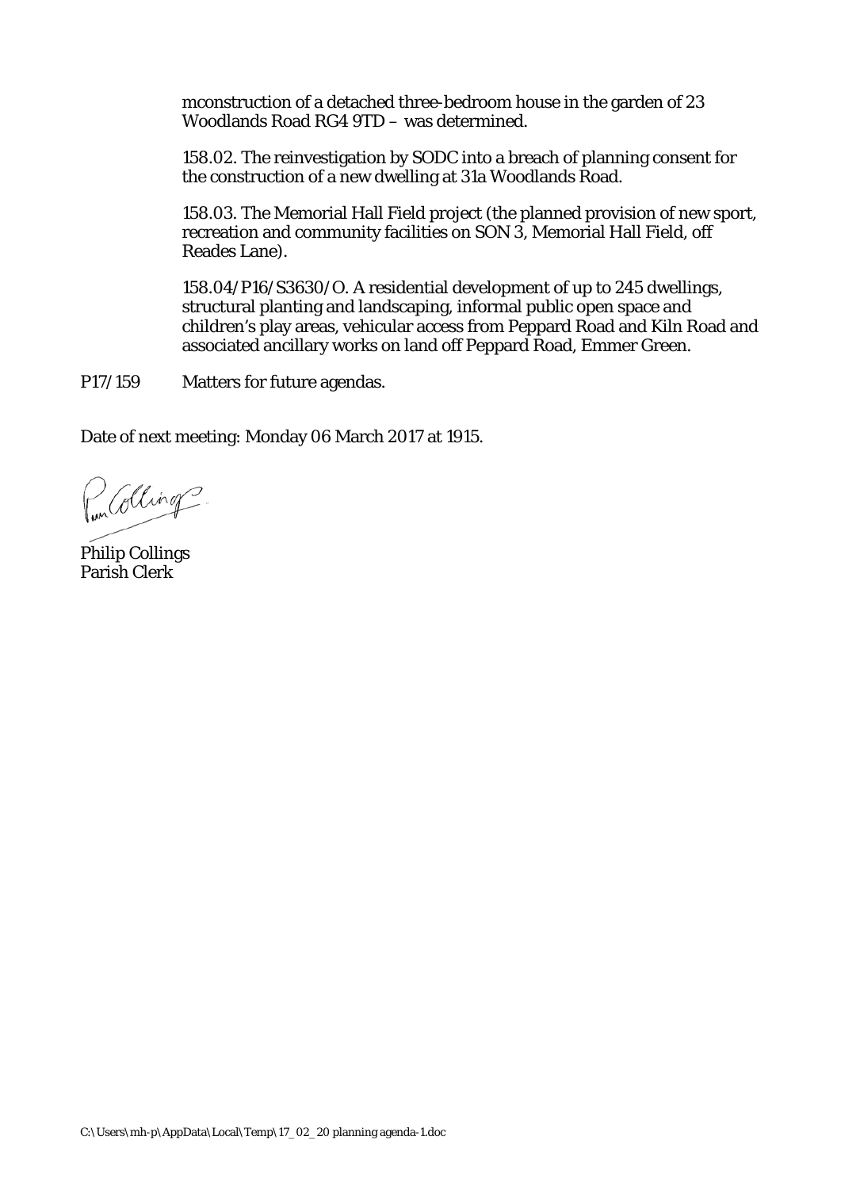mconstruction of a detached three-bedroom house in the garden of 23 Woodlands Road RG4 9TD – was determined.

158.02. The reinvestigation by SODC into a breach of planning consent for the construction of a new dwelling at 31a Woodlands Road.

158.03. The Memorial Hall Field project (the planned provision of new sport, recreation and community facilities on SON 3, Memorial Hall Field, off Reades Lane).

158.04/P16/S3630/O. A residential development of up to 245 dwellings, structural planting and landscaping, informal public open space and children's play areas, vehicular access from Peppard Road and Kiln Road and associated ancillary works on land off Peppard Road, Emmer Green.

P17/159 Matters for future agendas.

Date of next meeting: Monday 06 March 2017 at 1915.

Philip Collings
Parish Clerk

C:\Users\mh-p\AppData\Local\Temp\17_02_20 planning agenda-1.doc